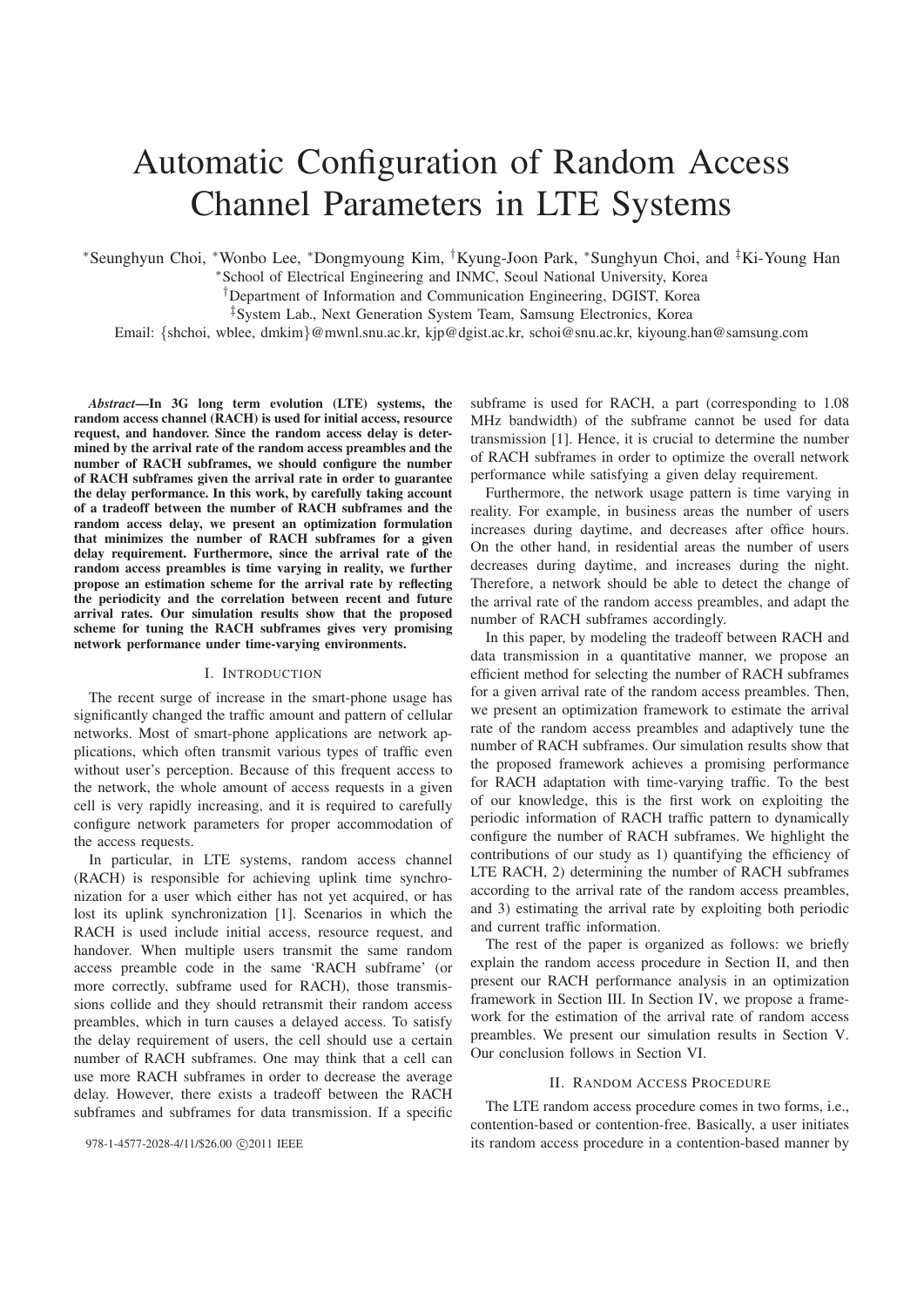# Automatic Configuration of Random Access Channel Parameters in LTE Systems

*Seunghyun Choi, *Wonbo Lee, *Dongmyoung Kim, †Kyung-Joon Park, *Sunghyun Choi, and ‡Ki-Young Han

*School of Electrical Engineering and INMC, Seoul National University, Korea

†Department of Information and Communication Engineering, DGIST, Korea

‡System Lab., Next Generation System Team, Samsung Electronics, Korea

Email: {shchoi, wblee, dmkim}@mwnl.snu.ac.kr, kjp@dgist.ac.kr, schoi@snu.ac.kr, kiyoung.han@samsung.com

***Abstract*—In 3G long term evolution (LTE) systems, the random access channel (RACH) is used for initial access, resource request, and handover. Since the random access delay is determined by the arrival rate of the random access preambles and the number of RACH subframes, we should configure the number of RACH subframes given the arrival rate in order to guarantee the delay performance. In this work, by carefully taking account of a tradeoff between the number of RACH subframes and the random access delay, we present an optimization formulation that minimizes the number of RACH subframes for a given delay requirement. Furthermore, since the arrival rate of the random access preambles is time varying in reality, we further propose an estimation scheme for the arrival rate by reflecting the periodicity and the correlation between recent and future arrival rates. Our simulation results show that the proposed scheme for tuning the RACH subframes gives very promising network performance under time-varying environments.**

## I. Introduction

The recent surge of increase in the smart-phone usage has significantly changed the traffic amount and pattern of cellular networks. Most of smart-phone applications are network applications, which often transmit various types of traffic even without user's perception. Because of this frequent access to the network, the whole amount of access requests in a given cell is very rapidly increasing, and it is required to carefully configure network parameters for proper accommodation of the access requests.

In particular, in LTE systems, random access channel (RACH) is responsible for achieving uplink time synchronization for a user which either has not yet acquired, or has lost its uplink synchronization [1]. Scenarios in which the RACH is used include initial access, resource request, and handover. When multiple users transmit the same random access preamble code in the same 'RACH subframe' (or more correctly, subframe used for RACH), those transmissions collide and they should retransmit their random access preambles, which in turn causes a delayed access. To satisfy the delay requirement of users, the cell should use a certain number of RACH subframes. One may think that a cell can use more RACH subframes in order to decrease the average delay. However, there exists a tradeoff between the RACH subframes and subframes for data transmission. If a specific subframe is used for RACH, a part (corresponding to 1.08 MHz bandwidth) of the subframe cannot be used for data transmission [1]. Hence, it is crucial to determine the number of RACH subframes in order to optimize the overall network performance while satisfying a given delay requirement.

Furthermore, the network usage pattern is time varying in reality. For example, in business areas the number of users increases during daytime, and decreases after office hours. On the other hand, in residential areas the number of users decreases during daytime, and increases during the night. Therefore, a network should be able to detect the change of the arrival rate of the random access preambles, and adapt the number of RACH subframes accordingly.

In this paper, by modeling the tradeoff between RACH and data transmission in a quantitative manner, we propose an efficient method for selecting the number of RACH subframes for a given arrival rate of the random access preambles. Then, we present an optimization framework to estimate the arrival rate of the random access preambles and adaptively tune the number of RACH subframes. Our simulation results show that the proposed framework achieves a promising performance for RACH adaptation with time-varying traffic. To the best of our knowledge, this is the first work on exploiting the periodic information of RACH traffic pattern to dynamically configure the number of RACH subframes. We highlight the contributions of our study as 1) quantifying the efficiency of LTE RACH, 2) determining the number of RACH subframes according to the arrival rate of the random access preambles, and 3) estimating the arrival rate by exploiting both periodic and current traffic information.

The rest of the paper is organized as follows: we briefly explain the random access procedure in Section II, and then present our RACH performance analysis in an optimization framework in Section III. In Section IV, we propose a framework for the estimation of the arrival rate of random access preambles. We present our simulation results in Section V. Our conclusion follows in Section VI.

## II. Random Access Procedure

The LTE random access procedure comes in two forms, i.e., contention-based or contention-free. Basically, a user initiates its random access procedure in a contention-based manner by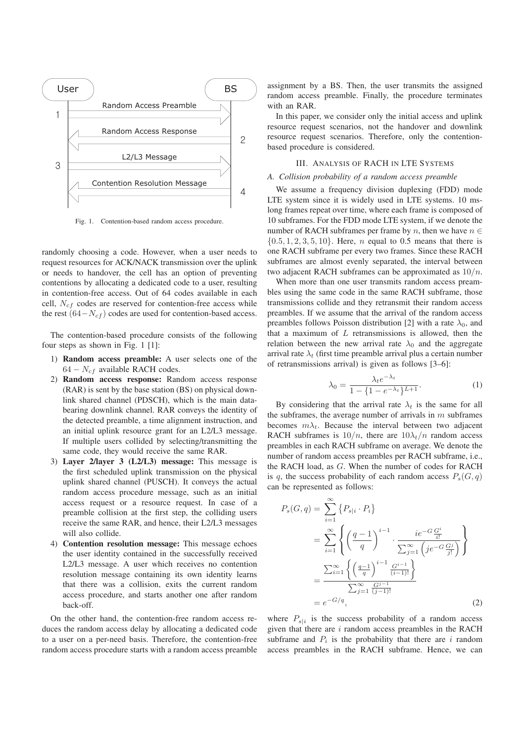Fig. 1. Contention-based random access procedure.

randomly choosing a code. However, when a user needs to request resources for ACK/NACK transmission over the uplink or needs to handover, the cell has an option of preventing contentions by allocating a dedicated code to a user, resulting in contention-free access. Out of 64 codes available in each cell, $N_{cf}$ codes are reserved for contention-free access while the rest $(64-N_{cf})$ codes are used for contention-based access.

The contention-based procedure consists of the following four steps as shown in Fig. 1 [1]:

1) **Random access preamble:** A user selects one of the $64 - N_{cf}$ available RACH codes.
2) **Random access response:** Random access response (RAR) is sent by the base station (BS) on physical downlink shared channel (PDSCH), which is the main data-bearing downlink channel. RAR conveys the identity of the detected preamble, a time alignment instruction, and an initial uplink resource grant for an L2/L3 message. If multiple users collided by selecting/transmitting the same code, they would receive the same RAR.
3) **Layer 2/layer 3 (L2/L3) message:** This message is the first scheduled uplink transmission on the physical uplink shared channel (PUSCH). It conveys the actual random access procedure message, such as an initial access request or a resource request. In case of a preamble collision at the first step, the colliding users receive the same RAR, and hence, their L2/L3 messages will also collide.
4) **Contention resolution message:** This message echoes the user identity contained in the successfully received L2/L3 message. A user which receives no contention resolution message containing its own identity learns that there was a collision, exits the current random access procedure, and starts another one after random back-off.

On the other hand, the contention-free random access reduces the random access delay by allocating a dedicated code to a user on a per-need basis. Therefore, the contention-free random access procedure starts with a random access preamble assignment by a BS. Then, the user transmits the assigned random access preamble. Finally, the procedure terminates with an RAR.

In this paper, we consider only the initial access and uplink resource request scenarios, not the handover and downlink resource request scenarios. Therefore, only the contention-based procedure is considered.

## III. Analysis of RACH in LTE Systems

### A. Collision probability of a random access preamble

We assume a frequency division duplexing (FDD) mode LTE system since it is widely used in LTE systems. 10 ms-long frames repeat over time, where each frame is composed of 10 subframes. For the FDD mode LTE system, if we denote the number of RACH subframes per frame by $n$, then we have $n \in \{0.5, 1, 2, 3, 5, 10\}$. Here, $n$ equal to 0.5 means that there is one RACH subframe per every two frames. Since these RACH subframes are almost evenly separated, the interval between two adjacent RACH subframes can be approximated as $10/n$.

When more than one user transmits random access preambles using the same code in the same RACH subframe, those transmissions collide and they retransmit their random access preambles. If we assume that the arrival of the random access preambles follows Poisson distribution [2] with a rate $\lambda_0$, and that a maximum of $L$ retransmissions is allowed, then the relation between the new arrival rate $\lambda_0$ and the aggregate arrival rate $\lambda_t$ (first time preamble arrival plus a certain number of retransmissions arrival) is given as follows [3–6]:

$$\lambda_0 = \frac{\lambda_t e^{-\lambda_t}}{1 - \{1 - e^{-\lambda_t}\}^{L+1}}. \tag{1}$$

By considering that the arrival rate $\lambda_t$ is the same for all the subframes, the average number of arrivals in $m$ subframes becomes $m\lambda_t$. Because the interval between two adjacent RACH subframes is $10/n$, there are $10\lambda_t/n$ random access preambles in each RACH subframe on average. We denote the number of random access preambles per RACH subframe, i.e., the RACH load, as $G$. When the number of codes for RACH is $q$, the success probability of each random access $P_s(G, q)$ can be represented as follows:

$$\begin{aligned}
P_s(G,q) &= \sum_{i=1}^{\infty} \left\{ P_{s|i} \cdot P_i \right\} \\
&= \sum_{i=1}^{\infty} \left\{ \left( \frac{q-1}{q} \right)^{i-1} \cdot \frac{i e^{-G} \frac{G^i}{i!}}{\sum_{j=1}^{\infty} \left( j e^{-G} \frac{G^j}{j!} \right)} \right\} \\
&= \frac{\sum_{i=1}^{\infty} \left\{ \left( \frac{q-1}{q} \right)^{i-1} \frac{G^{i-1}}{(i-1)!} \right\}}{\sum_{j=1}^{\infty} \frac{G^{j-1}}{(j-1)!}} \\
&= e^{-G/q},
\end{aligned} \tag{2}$$

where $P_{s|i}$ is the success probability of a random access given that there are $i$ random access preambles in the RACH subframe and $P_i$ is the probability that there are $i$ random access preambles in the RACH subframe. Hence, we can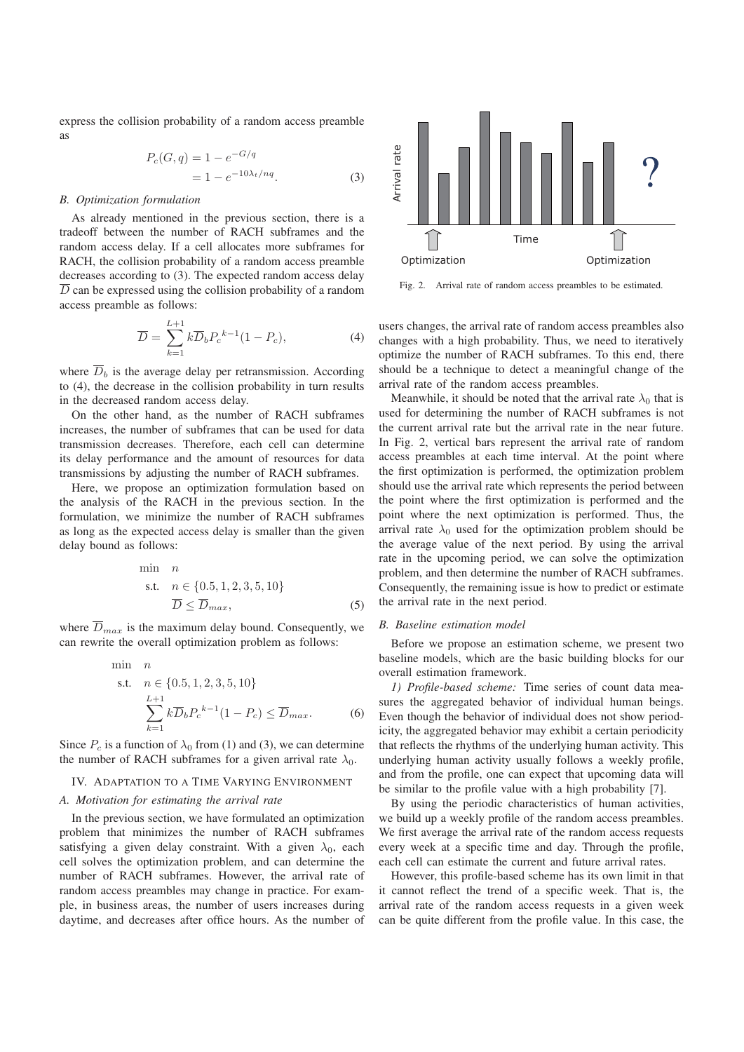express the collision probability of a random access preamble as

$$P_c(G, q) = 1 - e^{-G/q} = 1 - e^{-10\lambda_t/nq}. \quad (3)$$

### B. Optimization formulation

As already mentioned in the previous section, there is a tradeoff between the number of RACH subframes and the random access delay. If a cell allocates more subframes for RACH, the collision probability of a random access preamble decreases according to (3). The expected random access delay $\overline{D}$ can be expressed using the collision probability of a random access preamble as follows:

$$\overline{D} = \sum_{k=1}^{L+1} k\overline{D}_b {P_c}^{k-1}(1 - P_c), \quad (4)$$

where $\overline{D}_b$ is the average delay per retransmission. According to (4), the decrease in the collision probability in turn results in the decreased random access delay.

On the other hand, as the number of RACH subframes increases, the number of subframes that can be used for data transmission decreases. Therefore, each cell can determine its delay performance and the amount of resources for data transmissions by adjusting the number of RACH subframes.

Here, we propose an optimization formulation based on the analysis of the RACH in the previous section. In the formulation, we minimize the number of RACH subframes as long as the expected access delay is smaller than the given delay bound as follows:

$$\begin{aligned} \min \quad & n \\ \text{s.t.} \quad & n \in \{0.5, 1, 2, 3, 5, 10\} \\ & \overline{D} \leq \overline{D}_{max}, \end{aligned} \quad (5)$$

where $\overline{D}_{max}$ is the maximum delay bound. Consequently, we can rewrite the overall optimization problem as follows:

$$\begin{aligned} \min \quad & n \\ \text{s.t.} \quad & n \in \{0.5, 1, 2, 3, 5, 10\} \\ & \sum_{k=1}^{L+1} k\overline{D}_b {P_c}^{k-1}(1 - P_c) \leq \overline{D}_{max}. \end{aligned} \quad (6)$$

Since $P_c$ is a function of $\lambda_0$ from (1) and (3), we can determine the number of RACH subframes for a given arrival rate $\lambda_0$.

## IV. Adaptation to a Time Varying Environment

### A. Motivation for estimating the arrival rate

In the previous section, we have formulated an optimization problem that minimizes the number of RACH subframes satisfying a given delay constraint. With a given $\lambda_0$, each cell solves the optimization problem, and can determine the number of RACH subframes. However, the arrival rate of random access preambles may change in practice. For example, in business areas, the number of users increases during daytime, and decreases after office hours. As the number of users changes, the arrival rate of random access preambles also changes with a high probability. Thus, we need to iteratively optimize the number of RACH subframes. To this end, there should be a technique to detect a meaningful change of the arrival rate of the random access preambles.

Fig. 2. Arrival rate of random access preambles to be estimated.

Meanwhile, it should be noted that the arrival rate $\lambda_0$ that is used for determining the number of RACH subframes is not the current arrival rate but the arrival rate in the near future. In Fig. 2, vertical bars represent the arrival rate of random access preambles at each time interval. At the point where the first optimization is performed, the optimization problem should use the arrival rate which represents the period between the point where the first optimization is performed and the point where the next optimization is performed. Thus, the arrival rate $\lambda_0$ used for the optimization problem should be the average value of the next period. By using the arrival rate in the upcoming period, we can solve the optimization problem, and then determine the number of RACH subframes. Consequently, the remaining issue is how to predict or estimate the arrival rate in the next period.

### B. Baseline estimation model

Before we propose an estimation scheme, we present two baseline models, which are the basic building blocks for our overall estimation framework.

*1) Profile-based scheme:* Time series of count data measures the aggregated behavior of individual human beings. Even though the behavior of individual does not show periodicity, the aggregated behavior may exhibit a certain periodicity that reflects the rhythms of the underlying human activity. This underlying human activity usually follows a weekly profile, and from the profile, one can expect that upcoming data will be similar to the profile value with a high probability [7].

By using the periodic characteristics of human activities, we build up a weekly profile of the random access preambles. We first average the arrival rate of the random access requests every week at a specific time and day. Through the profile, each cell can estimate the current and future arrival rates.

However, this profile-based scheme has its own limit in that it cannot reflect the trend of a specific week. That is, the arrival rate of the random access requests in a given week can be quite different from the profile value. In this case, the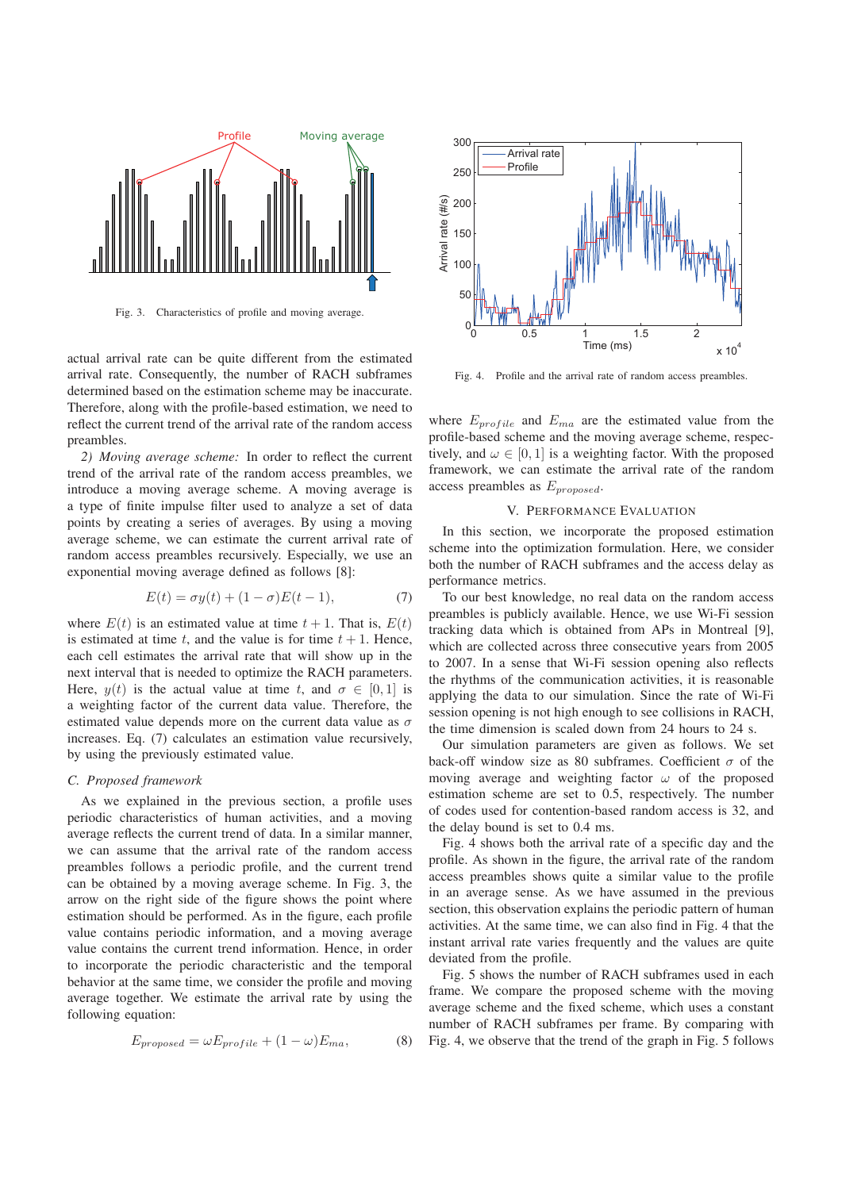Fig. 3. Characteristics of profile and moving average.

actual arrival rate can be quite different from the estimated arrival rate. Consequently, the number of RACH subframes determined based on the estimation scheme may be inaccurate. Therefore, along with the profile-based estimation, we need to reflect the current trend of the arrival rate of the random access preambles.

*2) Moving average scheme:* In order to reflect the current trend of the arrival rate of the random access preambles, we introduce a moving average scheme. A moving average is a type of finite impulse filter used to analyze a set of data points by creating a series of averages. By using a moving average scheme, we can estimate the current arrival rate of random access preambles recursively. Especially, we use an exponential moving average defined as follows [8]:

$$E(t) = \sigma y(t) + (1 - \sigma)E(t - 1), \tag{7}$$

where $E(t)$ is an estimated value at time $t + 1$. That is, $E(t)$ is estimated at time $t$, and the value is for time $t + 1$. Hence, each cell estimates the arrival rate that will show up in the next interval that is needed to optimize the RACH parameters. Here, $y(t)$ is the actual value at time $t$, and $\sigma \in [0, 1]$ is a weighting factor of the current data value. Therefore, the estimated value depends more on the current data value as $\sigma$ increases. Eq. (7) calculates an estimation value recursively, by using the previously estimated value.

### C. Proposed framework

As we explained in the previous section, a profile uses periodic characteristics of human activities, and a moving average reflects the current trend of data. In a similar manner, we can assume that the arrival rate of the random access preambles follows a periodic profile, and the current trend can be obtained by a moving average scheme. In Fig. 3, the arrow on the right side of the figure shows the point where estimation should be performed. As in the figure, each profile value contains periodic information, and a moving average value contains the current trend information. Hence, in order to incorporate the periodic characteristic and the temporal behavior at the same time, we consider the profile and moving average together. We estimate the arrival rate by using the following equation:

$$E_{proposed} = \omega E_{profile} + (1 - \omega)E_{ma}, \tag{8}$$

Fig. 4. Profile and the arrival rate of random access preambles.

where $E_{profile}$ and $E_{ma}$ are the estimated value from the profile-based scheme and the moving average scheme, respectively, and $\omega \in [0, 1]$ is a weighting factor. With the proposed framework, we can estimate the arrival rate of the random access preambles as $E_{proposed}$.

## V. Performance Evaluation

In this section, we incorporate the proposed estimation scheme into the optimization formulation. Here, we consider both the number of RACH subframes and the access delay as performance metrics.

To our best knowledge, no real data on the random access preambles is publicly available. Hence, we use Wi-Fi session tracking data which is obtained from APs in Montreal [9], which are collected across three consecutive years from 2005 to 2007. In a sense that Wi-Fi session opening also reflects the rhythms of the communication activities, it is reasonable applying the data to our simulation. Since the rate of Wi-Fi session opening is not high enough to see collisions in RACH, the time dimension is scaled down from 24 hours to 24 s.

Our simulation parameters are given as follows. We set back-off window size as 80 subframes. Coefficient $\sigma$ of the moving average and weighting factor $\omega$ of the proposed estimation scheme are set to 0.5, respectively. The number of codes used for contention-based random access is 32, and the delay bound is set to 0.4 ms.

Fig. 4 shows both the arrival rate of a specific day and the profile. As shown in the figure, the arrival rate of the random access preambles shows quite a similar value to the profile in an average sense. As we have assumed in the previous section, this observation explains the periodic pattern of human activities. At the same time, we can also find in Fig. 4 that the instant arrival rate varies frequently and the values are quite deviated from the profile.

Fig. 5 shows the number of RACH subframes used in each frame. We compare the proposed scheme with the moving average scheme and the fixed scheme, which uses a constant number of RACH subframes per frame. By comparing with Fig. 4, we observe that the trend of the graph in Fig. 5 follows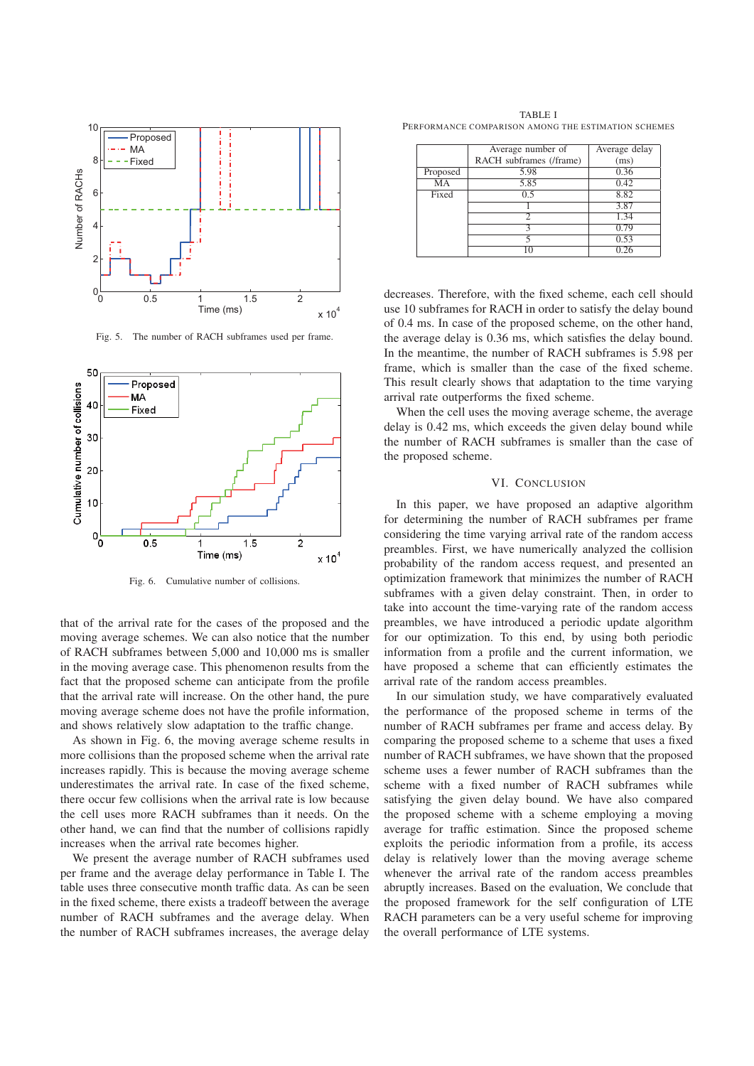10

8

6

4

2

0

Number of RACHs

0

0.5

1

1.5

2

Time (ms)

x 10^4

Proposed

MA

Fixed

Fig. 5. The number of RACH subframes used per frame.

50

40

30

20

10

0

Cumulative number of collisions

0

0.5

1

1.5

2

Time (ms)

x 10^4

Proposed

MA

Fixed

Fig. 6. Cumulative number of collisions.

that of the arrival rate for the cases of the proposed and the moving average schemes. We can also notice that the number of RACH subframes between 5,000 and 10,000 ms is smaller in the moving average case. This phenomenon results from the fact that the proposed scheme can anticipate from the profile that the arrival rate will increase. On the other hand, the pure moving average scheme does not have the profile information, and shows relatively slow adaptation to the traffic change.

As shown in Fig. 6, the moving average scheme results in more collisions than the proposed scheme when the arrival rate increases rapidly. This is because the moving average scheme underestimates the arrival rate. In case of the fixed scheme, there occur few collisions when the arrival rate is low because the cell uses more RACH subframes than it needs. On the other hand, we can find that the number of collisions rapidly increases when the arrival rate becomes higher.

We present the average number of RACH subframes used per frame and the average delay performance in Table I. The table uses three consecutive month traffic data. As can be seen in the fixed scheme, there exists a tradeoff between the average number of RACH subframes and the average delay. When the number of RACH subframes increases, the average delay

TABLE I
PERFORMANCE COMPARISON AMONG THE ESTIMATION SCHEMES

| | Average number of RACH subframes (/frame) | Average delay (ms) |
|---|---|---|
| Proposed | 5.98 | 0.36 |
| MA | 5.85 | 0.42 |
| Fixed | 0.5 | 8.82 |
| | 1 | 3.87 |
| | 2 | 1.34 |
| | 3 | 0.79 |
| | 5 | 0.53 |
| | 10 | 0.26 |

decreases. Therefore, with the fixed scheme, each cell should use 10 subframes for RACH in order to satisfy the delay bound of 0.4 ms. In case of the proposed scheme, on the other hand, the average delay is 0.36 ms, which satisfies the delay bound. In the meantime, the number of RACH subframes is 5.98 per frame, which is smaller than the case of the fixed scheme. This result clearly shows that adaptation to the time varying arrival rate outperforms the fixed scheme.

When the cell uses the moving average scheme, the average delay is 0.42 ms, which exceeds the given delay bound while the number of RACH subframes is smaller than the case of the proposed scheme.

## VI. Conclusion

In this paper, we have proposed an adaptive algorithm for determining the number of RACH subframes per frame considering the time varying arrival rate of the random access preambles. First, we have numerically analyzed the collision probability of the random access request, and presented an optimization framework that minimizes the number of RACH subframes with a given delay constraint. Then, in order to take into account the time-varying rate of the random access preambles, we have introduced a periodic update algorithm for our optimization. To this end, by using both periodic information from a profile and the current information, we have proposed a scheme that can efficiently estimates the arrival rate of the random access preambles.

In our simulation study, we have comparatively evaluated the performance of the proposed scheme in terms of the number of RACH subframes per frame and access delay. By comparing the proposed scheme to a scheme that uses a fixed number of RACH subframes, we have shown that the proposed scheme uses a fewer number of RACH subframes than the scheme with a fixed number of RACH subframes while satisfying the given delay bound. We have also compared the proposed scheme with a scheme employing a moving average for traffic estimation. Since the proposed scheme exploits the periodic information from a profile, its access delay is relatively lower than the moving average scheme whenever the arrival rate of the random access preambles abruptly increases. Based on the evaluation, We conclude that the proposed framework for the self configuration of LTE RACH parameters can be a very useful scheme for improving the overall performance of LTE systems.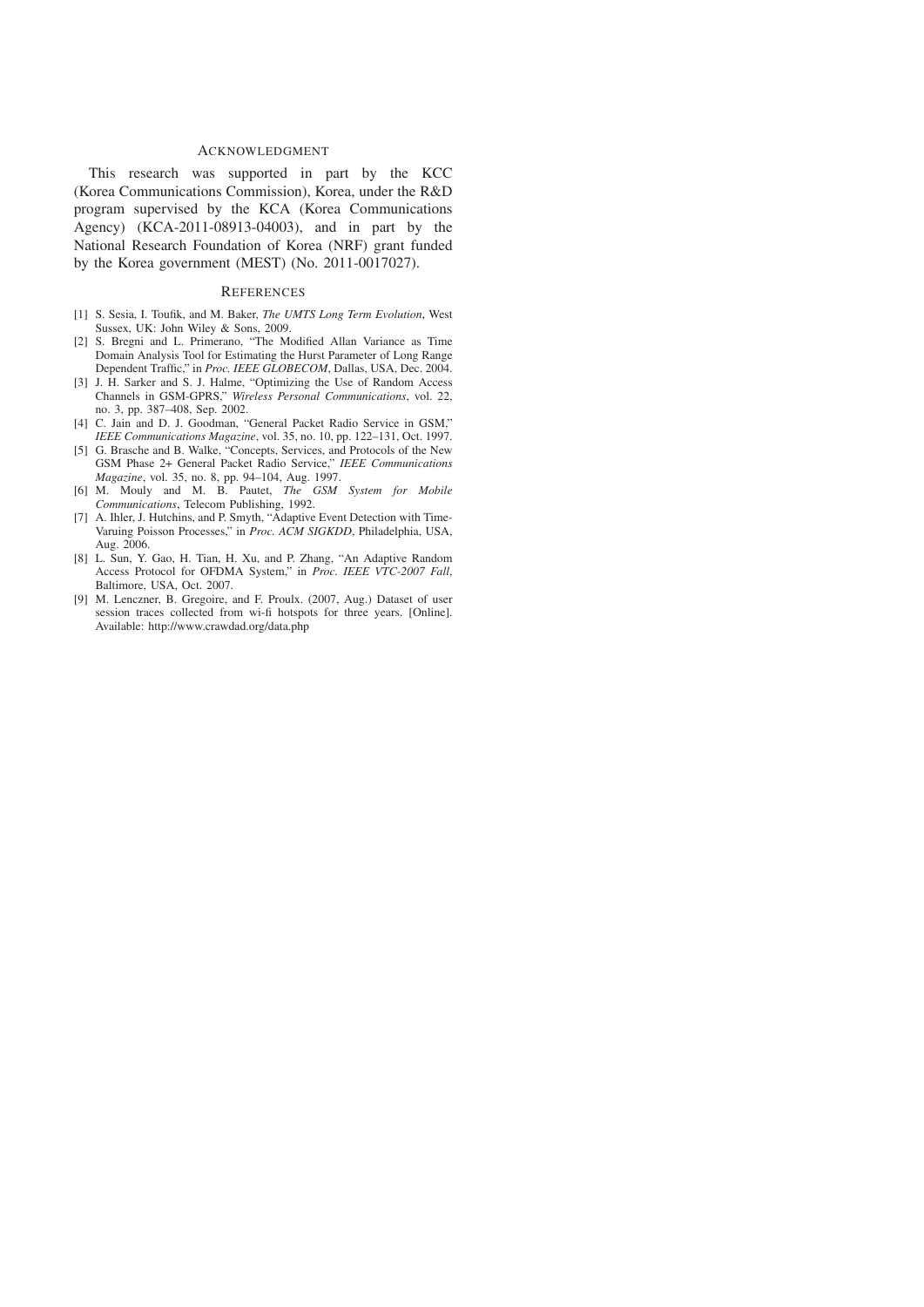## ACKNOWLEDGMENT

This research was supported in part by the KCC (Korea Communications Commission), Korea, under the R&D program supervised by the KCA (Korea Communications Agency) (KCA-2011-08913-04003), and in part by the National Research Foundation of Korea (NRF) grant funded by the Korea government (MEST) (No. 2011-0017027).

## REFERENCES

[1] S. Sesia, I. Toufik, and M. Baker, *The UMTS Long Term Evolution*, West Sussex, UK: John Wiley & Sons, 2009.

[2] S. Bregni and L. Primerano, "The Modified Allan Variance as Time Domain Analysis Tool for Estimating the Hurst Parameter of Long Range Dependent Traffic," in *Proc. IEEE GLOBECOM*, Dallas, USA, Dec. 2004.

[3] J. H. Sarker and S. J. Halme, "Optimizing the Use of Random Access Channels in GSM-GPRS," *Wireless Personal Communications*, vol. 22, no. 3, pp. 387–408, Sep. 2002.

[4] C. Jain and D. J. Goodman, "General Packet Radio Service in GSM," *IEEE Communications Magazine*, vol. 35, no. 10, pp. 122–131, Oct. 1997.

[5] G. Brasche and B. Walke, "Concepts, Services, and Protocols of the New GSM Phase 2+ General Packet Radio Service," *IEEE Communications Magazine*, vol. 35, no. 8, pp. 94–104, Aug. 1997.

[6] M. Mouly and M. B. Pautet, *The GSM System for Mobile Communications*, Telecom Publishing, 1992.

[7] A. Ihler, J. Hutchins, and P. Smyth, "Adaptive Event Detection with Time-Varuing Poisson Processes," in *Proc. ACM SIGKDD*, Philadelphia, USA, Aug. 2006.

[8] L. Sun, Y. Gao, H. Tian, H. Xu, and P. Zhang, "An Adaptive Random Access Protocol for OFDMA System," in *Proc. IEEE VTC-2007 Fall*, Baltimore, USA, Oct. 2007.

[9] M. Lenczner, B. Gregoire, and F. Proulx. (2007, Aug.) Dataset of user session traces collected from wi-fi hotspots for three years. [Online]. Available: http://www.crawdad.org/data.php